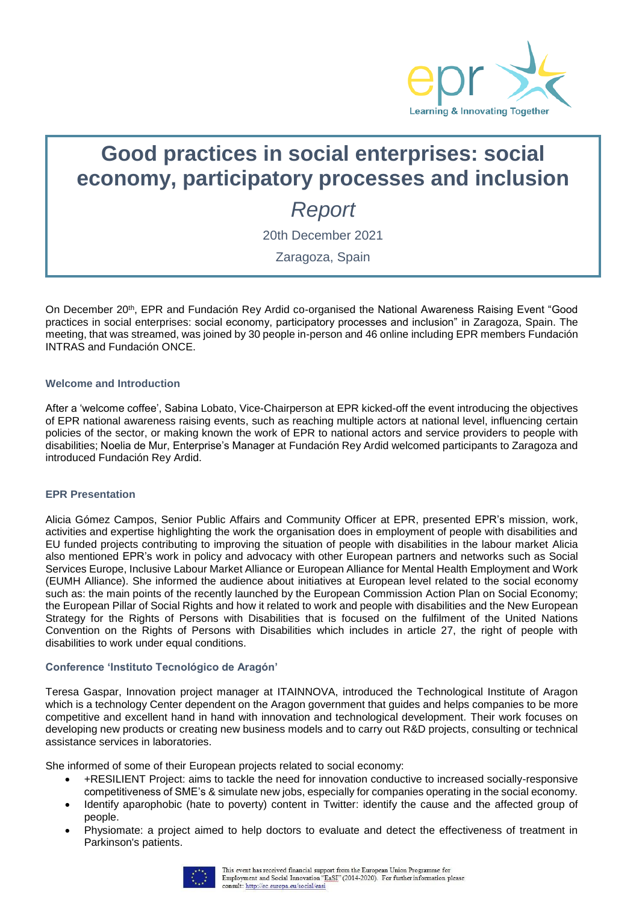# Good practices in social enterprises: social economy, participatory processes and inclusion

*Report*

20th December 2021

Zaragoza, Spain

On December 20th, EPR and Fundación Rey Ardid co-organised the National Awareness Raising Event "Good practices in social enterprises: social economy, participatory processes and inclusion" in Zaragoza, Spain. The meeting, that was streamed, was joined by 30 people in-person and 46 online including EPR members Fundación INTRAS and Fundación ONCE.

### Welcome and Introduction

After a 'welcome coffee', Sabina Lobato, Vice-Chairperson at EPR kicked-off the event introducing the objectives of EPR national awareness raising events, such as reaching multiple actors at national level, influencing certain policies of the sector, or making known the work of EPR to national actors and service providers to people with disabilities; Noelia de Mur, Enterprise's Manager at Fundación Rey Ardid welcomed participants to Zaragoza and introduced Fundación Rey Ardid.

### EPR Presentation

Alicia Gómez Campos, Senior Public Affairs and Community Officer at EPR, presented EPR's mission, work, activities and expertise highlighting the work the organisation does in employment of people with disabilities and EU funded projects contributing to improving the situation of people with disabilities in the labour market Alicia also mentioned EPR's work in policy and advocacy with other European partners and networks such as Social Services Europe, Inclusive Labour Market Alliance or European Alliance for Mental Health Employment and Work (EUMH Alliance). She informed the audience about initiatives at European level related to the social economy such as: the main points of the recently launched by the European Commission Action Plan on Social Economy; the European Pillar of Social Rights and how it related to work and people with disabilities and the New European Strategy for the Rights of Persons with Disabilities that is focused on the fulfilment of the United Nations Convention on the Rights of Persons with Disabilities which includes in article 27, the right of people with disabilities to work under equal conditions.

### Conference 'Instituto Tecnológico de Aragón'

Teresa Gaspar, Innovation project manager at ITAINNOVA, introduced the Technological Institute of Aragon which is a technology Center dependent on the Aragon government that guides and helps companies to be more competitive and excellent hand in hand with innovation and technological development. Their work focuses on developing new products or creating new business models and to carry out R&D projects, consulting or technical assistance services in laboratories.

She informed of some of their European projects related to social economy:

- +RESILIENT Project: aims to tackle the need for innovation conductive to increased socially-responsive competitiveness of SME's & simulate new jobs, especially for companies operating in the social economy.
- Identify aparophobic (hate to poverty) content in Twitter: identify the cause and the affected group of people.
- Physiomate: a project aimed to help doctors to evaluate and detect the effectiveness of treatment in Parkinson's patients.

This event has received financial support from the European Union Programme for Employment and Social Innovation "EaSI" (2014-2020). For further information please consult: http://ec.europa.eu/social/easi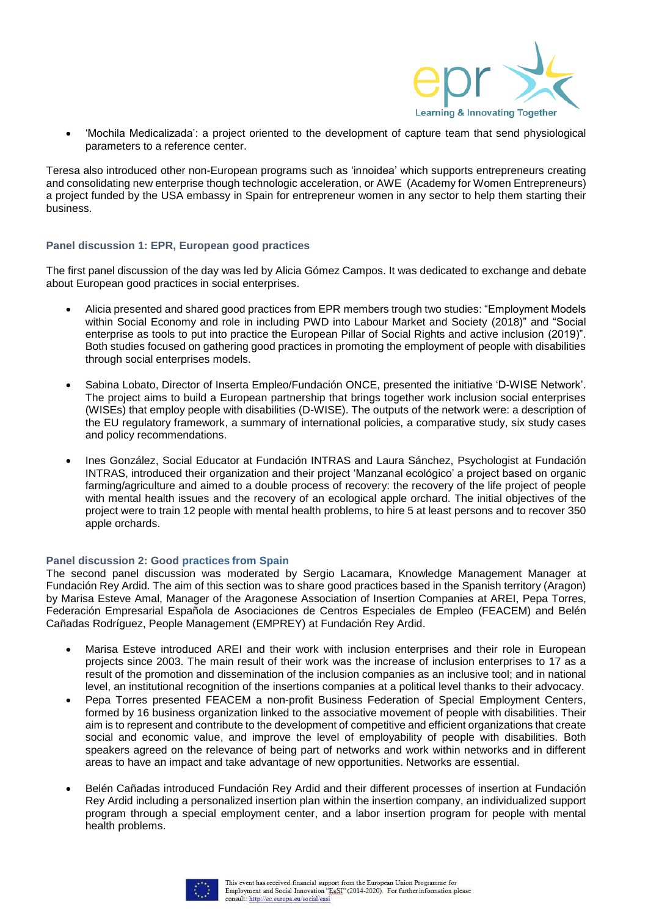- 'Mochila Medicalizada': a project oriented to the development of capture team that send physiological parameters to a reference center.

Teresa also introduced other non-European programs such as 'innoidea' which supports entrepreneurs creating and consolidating new enterprise though technologic acceleration, or AWE (Academy for Women Entrepreneurs) a project funded by the USA embassy in Spain for entrepreneur women in any sector to help them starting their business.

### Panel discussion 1: EPR, European good practices

The first panel discussion of the day was led by Alicia Gómez Campos. It was dedicated to exchange and debate about European good practices in social enterprises.

- Alicia presented and shared good practices from EPR members trough two studies: "Employment Models within Social Economy and role in including PWD into Labour Market and Society (2018)" and "Social enterprise as tools to put into practice the European Pillar of Social Rights and active inclusion (2019)". Both studies focused on gathering good practices in promoting the employment of people with disabilities through social enterprises models.

- Sabina Lobato, Director of Inserta Empleo/Fundación ONCE, presented the initiative 'D-WISE Network'. The project aims to build a European partnership that brings together work inclusion social enterprises (WISEs) that employ people with disabilities (D-WISE). The outputs of the network were: a description of the EU regulatory framework, a summary of international policies, a comparative study, six study cases and policy recommendations.

- Ines González, Social Educator at Fundación INTRAS and Laura Sánchez, Psychologist at Fundación INTRAS, introduced their organization and their project 'Manzanal ecológico' a project based on organic farming/agriculture and aimed to a double process of recovery: the recovery of the life project of people with mental health issues and the recovery of an ecological apple orchard. The initial objectives of the project were to train 12 people with mental health problems, to hire 5 at least persons and to recover 350 apple orchards.

### Panel discussion 2: Good practices from Spain

The second panel discussion was moderated by Sergio Lacamara, Knowledge Management Manager at Fundación Rey Ardid. The aim of this section was to share good practices based in the Spanish territory (Aragon) by Marisa Esteve Amal, Manager of the Aragonese Association of Insertion Companies at AREI, Pepa Torres, Federación Empresarial Española de Asociaciones de Centros Especiales de Empleo (FEACEM) and Belén Cañadas Rodríguez, People Management (EMPREY) at Fundación Rey Ardid.

- Marisa Esteve introduced AREI and their work with inclusion enterprises and their role in European projects since 2003. The main result of their work was the increase of inclusion enterprises to 17 as a result of the promotion and dissemination of the inclusion companies as an inclusive tool; and in national level, an institutional recognition of the insertions companies at a political level thanks to their advocacy.
- Pepa Torres presented FEACEM a non-profit Business Federation of Special Employment Centers, formed by 16 business organization linked to the associative movement of people with disabilities. Their aim is to represent and contribute to the development of competitive and efficient organizations that create social and economic value, and improve the level of employability of people with disabilities. Both speakers agreed on the relevance of being part of networks and work within networks and in different areas to have an impact and take advantage of new opportunities. Networks are essential.

- Belén Cañadas introduced Fundación Rey Ardid and their different processes of insertion at Fundación Rey Ardid including a personalized insertion plan within the insertion company, an individualized support program through a special employment center, and a labor insertion program for people with mental health problems.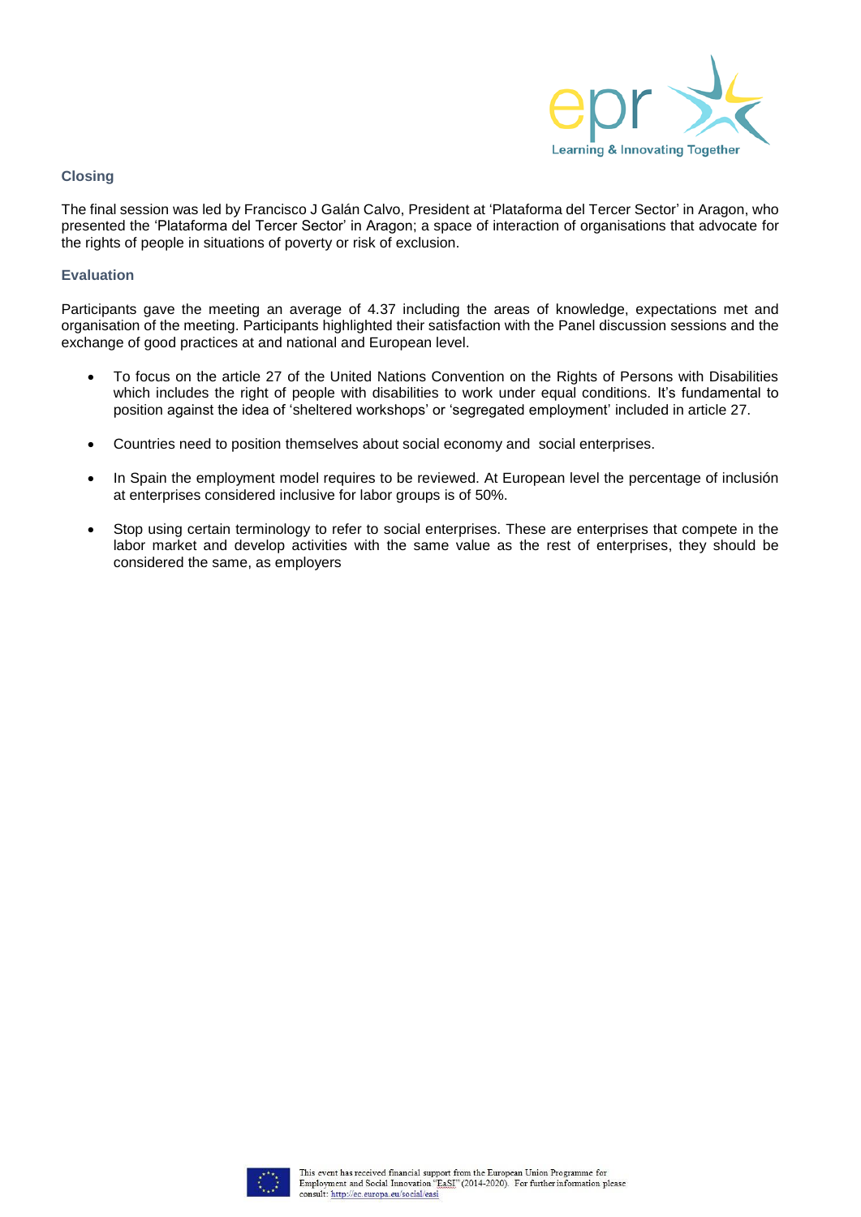### Closing

The final session was led by Francisco J Galán Calvo, President at 'Plataforma del Tercer Sector' in Aragon, who presented the 'Plataforma del Tercer Sector' in Aragon; a space of interaction of organisations that advocate for the rights of people in situations of poverty or risk of exclusion.

### Evaluation

Participants gave the meeting an average of 4.37 including the areas of knowledge, expectations met and organisation of the meeting. Participants highlighted their satisfaction with the Panel discussion sessions and the exchange of good practices at and national and European level.

- To focus on the article 27 of the United Nations Convention on the Rights of Persons with Disabilities which includes the right of people with disabilities to work under equal conditions. It's fundamental to position against the idea of 'sheltered workshops' or 'segregated employment' included in article 27.

- Countries need to position themselves about social economy and social enterprises.

- In Spain the employment model requires to be reviewed. At European level the percentage of inclusión at enterprises considered inclusive for labor groups is of 50%.

- Stop using certain terminology to refer to social enterprises. These are enterprises that compete in the labor market and develop activities with the same value as the rest of enterprises, they should be considered the same, as employers

This event has received financial support from the European Union Programme for Employment and Social Innovation "EaSI" (2014-2020). For further information please consult: http://ec.europa.eu/social/easi